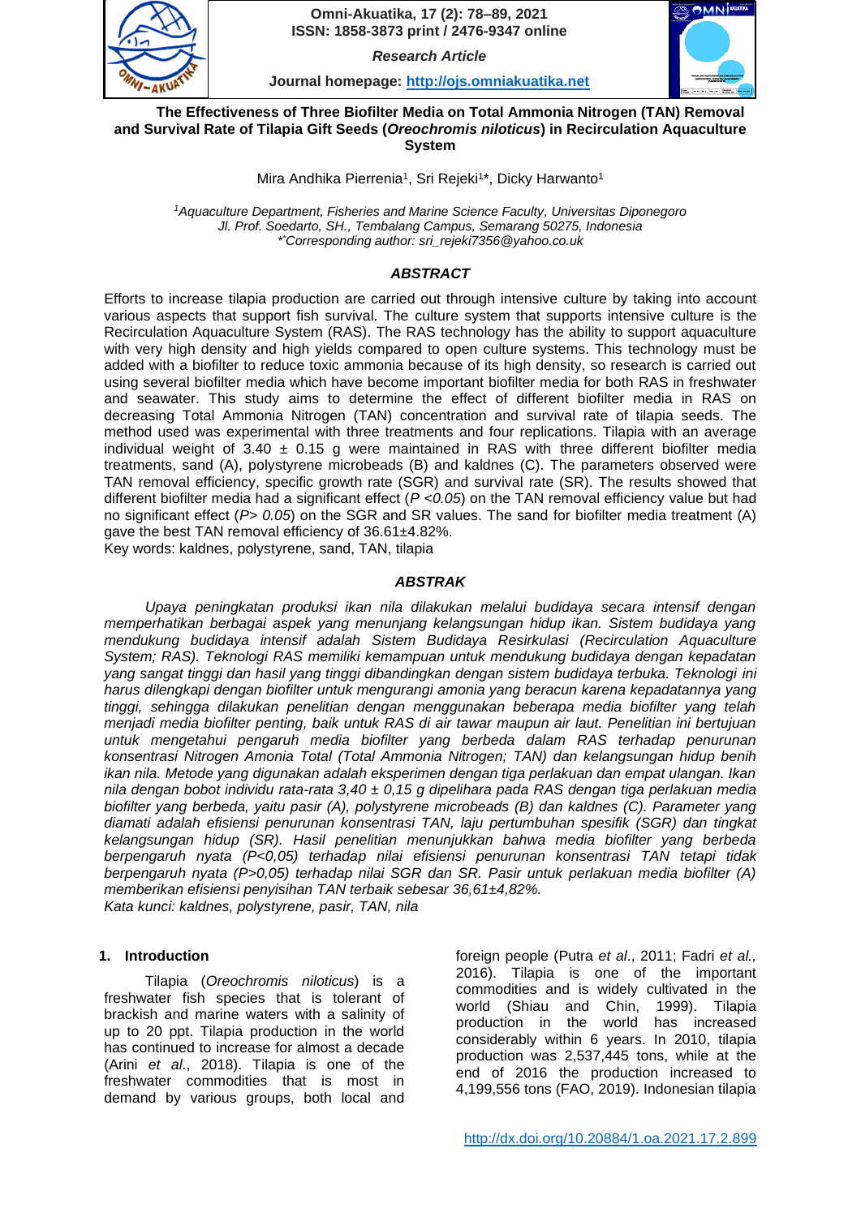Omni-Akuatika, 17 (2): 78–89, 2021
ISSN: 1858-3873 print / 2476-9347 online

*Research Article*

Journal homepage: http://ojs.omniakuatika.net

# The Effectiveness of Three Biofilter Media on Total Ammonia Nitrogen (TAN) Removal and Survival Rate of Tilapia Gift Seeds (*Oreochromis niloticus*) in Recirculation Aquaculture System

Mira Andhika Pierrenia[1], Sri Rejeki[1]*, Dicky Harwanto[1]

[1]*Aquaculture Department, Fisheries and Marine Science Faculty, Universitas Diponegoro*
*Jl. Prof. Soedarto, SH., Tembalang Campus, Semarang 50275, Indonesia*
**Corresponding author: sri_rejeki7356@yahoo.co.uk*

## *ABSTRACT*

Efforts to increase tilapia production are carried out through intensive culture by taking into account various aspects that support fish survival. The culture system that supports intensive culture is the Recirculation Aquaculture System (RAS). The RAS technology has the ability to support aquaculture with very high density and high yields compared to open culture systems. This technology must be added with a biofilter to reduce toxic ammonia because of its high density, so research is carried out using several biofilter media which have become important biofilter media for both RAS in freshwater and seawater. This study aims to determine the effect of different biofilter media in RAS on decreasing Total Ammonia Nitrogen (TAN) concentration and survival rate of tilapia seeds. The method used was experimental with three treatments and four replications. Tilapia with an average individual weight of 3.40 ± 0.15 g were maintained in RAS with three different biofilter media treatments, sand (A), polystyrene microbeads (B) and kaldnes (C). The parameters observed were TAN removal efficiency, specific growth rate (SGR) and survival rate (SR). The results showed that different biofilter media had a significant effect (*P <0.05*) on the TAN removal efficiency value but had no significant effect (*P> 0.05*) on the SGR and SR values. The sand for biofilter media treatment (A) gave the best TAN removal efficiency of 36.61±4.82%.

Key words: kaldnes, polystyrene, sand, TAN, tilapia

## *ABSTRAK*

*Upaya peningkatan produksi ikan nila dilakukan melalui budidaya secara intensif dengan memperhatikan berbagai aspek yang menunjang kelangsungan hidup ikan. Sistem budidaya yang mendukung budidaya intensif adalah Sistem Budidaya Resirkulasi (Recirculation Aquaculture System; RAS). Teknologi RAS memiliki kemampuan untuk mendukung budidaya dengan kepadatan yang sangat tinggi dan hasil yang tinggi dibandingkan dengan sistem budidaya terbuka. Teknologi ini harus dilengkapi dengan biofilter untuk mengurangi amonia yang beracun karena kepadatannya yang tinggi, sehingga dilakukan penelitian dengan menggunakan beberapa media biofilter yang telah menjadi media biofilter penting, baik untuk RAS di air tawar maupun air laut. Penelitian ini bertujuan untuk mengetahui pengaruh media biofilter yang berbeda dalam RAS terhadap penurunan konsentrasi Nitrogen Amonia Total (Total Ammonia Nitrogen; TAN) dan kelangsungan hidup benih ikan nila. Metode yang digunakan adalah eksperimen dengan tiga perlakuan dan empat ulangan. Ikan nila dengan bobot individu rata-rata 3,40 ± 0,15 g dipelihara pada RAS dengan tiga perlakuan media biofilter yang berbeda, yaitu pasir (A), polystyrene microbeads (B) dan kaldnes (C). Parameter yang diamati adalah efisiensi penurunan konsentrasi TAN, laju pertumbuhan spesifik (SGR) dan tingkat kelangsungan hidup (SR). Hasil penelitian menunjukkan bahwa media biofilter yang berbeda berpengaruh nyata (P<0,05) terhadap nilai efisiensi penurunan konsentrasi TAN tetapi tidak berpengaruh nyata (P>0,05) terhadap nilai SGR dan SR. Pasir untuk perlakuan media biofilter (A) memberikan efisiensi penyisihan TAN terbaik sebesar 36,61±4,82%.*

*Kata kunci: kaldnes, polystyrene, pasir, TAN, nila*

## 1. Introduction

Tilapia (*Oreochromis niloticus*) is a freshwater fish species that is tolerant of brackish and marine waters with a salinity of up to 20 ppt. Tilapia production in the world has continued to increase for almost a decade (Arini *et al*., 2018). Tilapia is one of the freshwater commodities that is most in demand by various groups, both local and foreign people (Putra *et al*., 2011; Fadri *et al.,* 2016). Tilapia is one of the important commodities and is widely cultivated in the world (Shiau and Chin, 1999). Tilapia production in the world has increased considerably within 6 years. In 2010, tilapia production was 2,537,445 tons, while at the end of 2016 the production increased to 4,199,556 tons (FAO, 2019). Indonesian tilapia

http://dx.doi.org/10.20884/1.oa.2021.17.2.899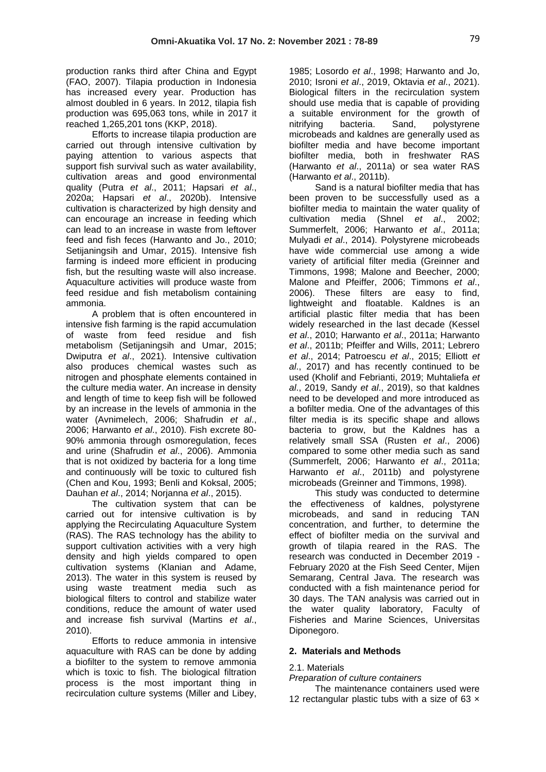production ranks third after China and Egypt (FAO, 2007). Tilapia production in Indonesia has increased every year. Production has almost doubled in 6 years. In 2012, tilapia fish production was 695,063 tons, while in 2017 it reached 1,265,201 tons (KKP, 2018).

Efforts to increase tilapia production are carried out through intensive cultivation by paying attention to various aspects that support fish survival such as water availability, cultivation areas and good environmental quality (Putra *et al*., 2011; Hapsari *et al*., 2020a; Hapsari *et al*., 2020b). Intensive cultivation is characterized by high density and can encourage an increase in feeding which can lead to an increase in waste from leftover feed and fish feces (Harwanto and Jo., 2010; Setijaningsih and Umar, 2015). Intensive fish farming is indeed more efficient in producing fish, but the resulting waste will also increase. Aquaculture activities will produce waste from feed residue and fish metabolism containing ammonia.

A problem that is often encountered in intensive fish farming is the rapid accumulation of waste from feed residue and fish metabolism (Setijaningsih and Umar, 2015; Dwiputra *et al*., 2021). Intensive cultivation also produces chemical wastes such as nitrogen and phosphate elements contained in the culture media water. An increase in density and length of time to keep fish will be followed by an increase in the levels of ammonia in the water (Avnimelech, 2006; Shafrudin *et al*., 2006; Harwanto *et al*., 2010). Fish excrete 80-90% ammonia through osmoregulation, feces and urine (Shafrudin *et al*., 2006). Ammonia that is not oxidized by bacteria for a long time and continuously will be toxic to cultured fish (Chen and Kou, 1993; Benli and Koksal, 2005; Dauhan *et al*., 2014; Norjanna *et al*., 2015).

The cultivation system that can be carried out for intensive cultivation is by applying the Recirculating Aquaculture System (RAS). The RAS technology has the ability to support cultivation activities with a very high density and high yields compared to open cultivation systems (Klanian and Adame, 2013). The water in this system is reused by using waste treatment media such as biological filters to control and stabilize water conditions, reduce the amount of water used and increase fish survival (Martins *et al*., 2010).

Efforts to reduce ammonia in intensive aquaculture with RAS can be done by adding a biofilter to the system to remove ammonia which is toxic to fish. The biological filtration process is the most important thing in recirculation culture systems (Miller and Libey, 1985; Losordo *et al*., 1998; Harwanto and Jo, 2010; Isroni *et al*., 2019, Oktavia *et al*., 2021). Biological filters in the recirculation system should use media that is capable of providing a suitable environment for the growth of nitrifying bacteria. Sand, polystyrene microbeads and kaldnes are generally used as biofilter media and have become important biofilter media, both in freshwater RAS (Harwanto *et al*., 2011a) or sea water RAS (Harwanto *et al*., 2011b).

Sand is a natural biofilter media that has been proven to be successfully used as a biofilter media to maintain the water quality of cultivation media (Shnel *et al*., 2002; Summerfelt, 2006; Harwanto *et al*., 2011a; Mulyadi *et al*., 2014). Polystyrene microbeads have wide commercial use among a wide variety of artificial filter media (Greinner and Timmons, 1998; Malone and Beecher, 2000; Malone and Pfeiffer, 2006; Timmons *et al*., 2006). These filters are easy to find, lightweight and floatable. Kaldnes is an artificial plastic filter media that has been widely researched in the last decade (Kessel *et al*., 2010; Harwanto *et al*., 2011a; Harwanto *et al*., 2011b; Pfeiffer and Wills, 2011; Lebrero *et al*., 2014; Patroescu *et al*., 2015; Elliott *et al*., 2017) and has recently continued to be used (Kholif and Febrianti, 2019; Muhtaliefa *et al*., 2019, Sandy *et al*., 2019), so that kaldnes need to be developed and more introduced as a bofilter media. One of the advantages of this filter media is its specific shape and allows bacteria to grow, but the Kaldnes has a relatively small SSA (Rusten *et al*., 2006) compared to some other media such as sand (Summerfelt, 2006; Harwanto *et al*., 2011a; Harwanto *et al*., 2011b) and polystyrene microbeads (Greinner and Timmons, 1998).

This study was conducted to determine the effectiveness of kaldnes, polystyrene microbeads, and sand in reducing TAN concentration, and further, to determine the effect of biofilter media on the survival and growth of tilapia reared in the RAS. The research was conducted in December 2019 - February 2020 at the Fish Seed Center, Mijen Semarang, Central Java. The research was conducted with a fish maintenance period for 30 days. The TAN analysis was carried out in the water quality laboratory, Faculty of Fisheries and Marine Sciences, Universitas Diponegoro.

## 2. Materials and Methods

### 2.1. Materials

*Preparation of culture containers*

The maintenance containers used were 12 rectangular plastic tubs with a size of 63 ×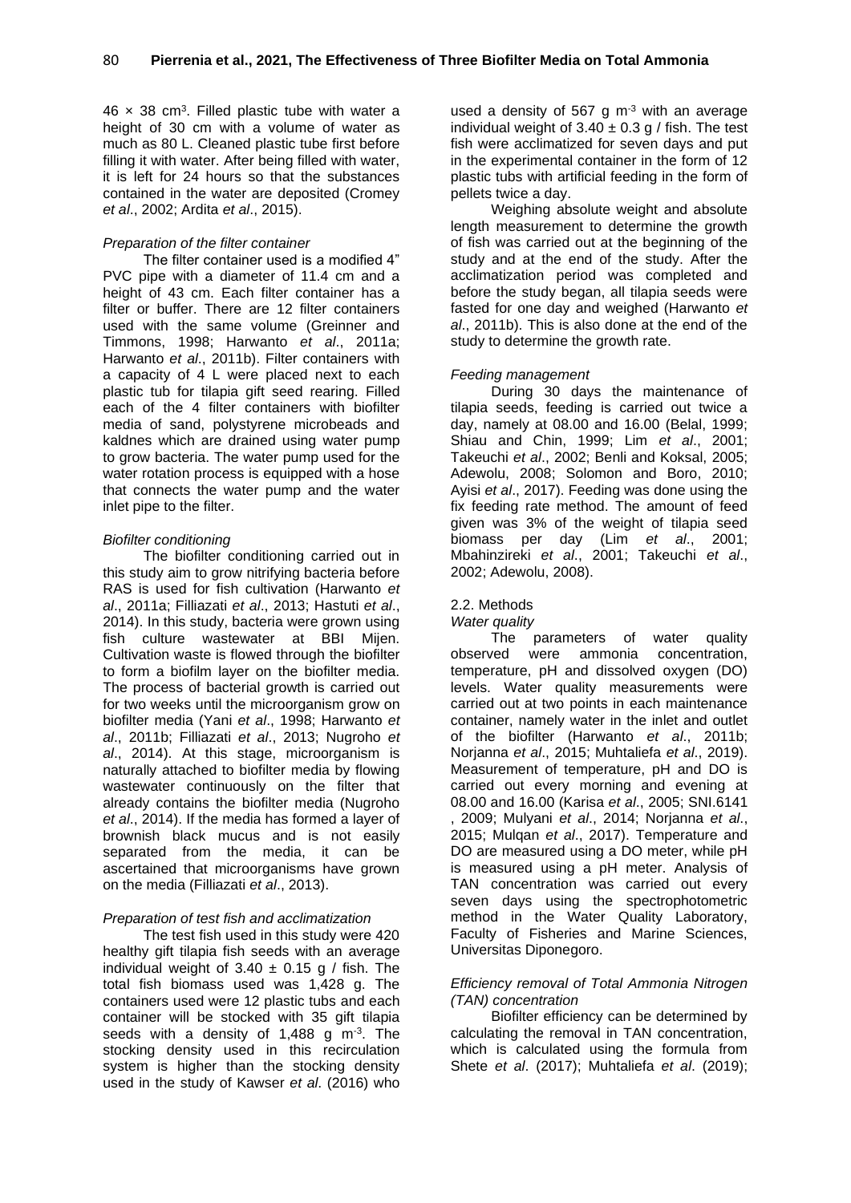46 × 38 cm$^3$. Filled plastic tube with water a height of 30 cm with a volume of water as much as 80 L. Cleaned plastic tube first before filling it with water. After being filled with water, it is left for 24 hours so that the substances contained in the water are deposited (Cromey *et al*., 2002; Ardita *et al*., 2015).

*Preparation of the filter container*

The filter container used is a modified 4" PVC pipe with a diameter of 11.4 cm and a height of 43 cm. Each filter container has a filter or buffer. There are 12 filter containers used with the same volume (Greinner and Timmons, 1998; Harwanto *et al*., 2011a; Harwanto *et al*., 2011b). Filter containers with a capacity of 4 L were placed next to each plastic tub for tilapia gift seed rearing. Filled each of the 4 filter containers with biofilter media of sand, polystyrene microbeads and kaldnes which are drained using water pump to grow bacteria. The water pump used for the water rotation process is equipped with a hose that connects the water pump and the water inlet pipe to the filter.

*Biofilter conditioning*

The biofilter conditioning carried out in this study aim to grow nitrifying bacteria before RAS is used for fish cultivation (Harwanto *et al*., 2011a; Filliazati *et al*., 2013; Hastuti *et al*., 2014). In this study, bacteria were grown using fish culture wastewater at BBI Mijen. Cultivation waste is flowed through the biofilter to form a biofilm layer on the biofilter media. The process of bacterial growth is carried out for two weeks until the microorganism grow on biofilter media (Yani *et al*., 1998; Harwanto *et al*., 2011b; Filliazati *et al*., 2013; Nugroho *et al*., 2014). At this stage, microorganism is naturally attached to biofilter media by flowing wastewater continuously on the filter that already contains the biofilter media (Nugroho *et al*., 2014). If the media has formed a layer of brownish black mucus and is not easily separated from the media, it can be ascertained that microorganisms have grown on the media (Filliazati *et al*., 2013).

*Preparation of test fish and acclimatization*

The test fish used in this study were 420 healthy gift tilapia fish seeds with an average individual weight of 3.40 ± 0.15 g / fish. The total fish biomass used was 1,428 g. The containers used were 12 plastic tubs and each container will be stocked with 35 gift tilapia seeds with a density of 1,488 g m$^{-3}$. The stocking density used in this recirculation system is higher than the stocking density used in the study of Kawser *et al*. (2016) who used a density of 567 g m$^{-3}$ with an average individual weight of 3.40 ± 0.3 g / fish. The test fish were acclimatized for seven days and put in the experimental container in the form of 12 plastic tubs with artificial feeding in the form of pellets twice a day.

Weighing absolute weight and absolute length measurement to determine the growth of fish was carried out at the beginning of the study and at the end of the study. After the acclimatization period was completed and before the study began, all tilapia seeds were fasted for one day and weighed (Harwanto *et al*., 2011b). This is also done at the end of the study to determine the growth rate.

*Feeding management*

During 30 days the maintenance of tilapia seeds, feeding is carried out twice a day, namely at 08.00 and 16.00 (Belal, 1999; Shiau and Chin, 1999; Lim *et al*., 2001; Takeuchi *et al*., 2002; Benli and Koksal, 2005; Adewolu, 2008; Solomon and Boro, 2010; Ayisi *et al*., 2017). Feeding was done using the fix feeding rate method. The amount of feed given was 3% of the weight of tilapia seed biomass per day (Lim *et al*., 2001; Mbahinzireki *et al*., 2001; Takeuchi *et al*., 2002; Adewolu, 2008).

## 2.2. Methods

*Water quality*

The parameters of water quality observed were ammonia concentration, temperature, pH and dissolved oxygen (DO) levels. Water quality measurements were carried out at two points in each maintenance container, namely water in the inlet and outlet of the biofilter (Harwanto *et al*., 2011b; Norjanna *et al*., 2015; Muhtaliefa *et al*., 2019). Measurement of temperature, pH and DO is carried out every morning and evening at 08.00 and 16.00 (Karisa *et al*., 2005; SNI.6141 , 2009; Mulyani *et al*., 2014; Norjanna *et al*., 2015; Mulqan *et al*., 2017). Temperature and DO are measured using a DO meter, while pH is measured using a pH meter. Analysis of TAN concentration was carried out every seven days using the spectrophotometric method in the Water Quality Laboratory, Faculty of Fisheries and Marine Sciences, Universitas Diponegoro.

*Efficiency removal of Total Ammonia Nitrogen (TAN) concentration*

Biofilter efficiency can be determined by calculating the removal in TAN concentration, which is calculated using the formula from Shete *et al*. (2017); Muhtaliefa *et al*. (2019);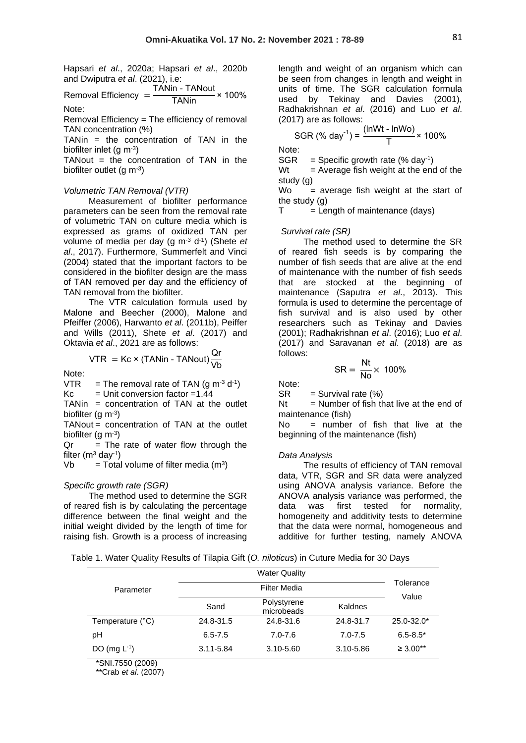Hapsari *et al*., 2020a; Hapsari *et al*., 2020b and Dwiputra *et al*. (2021), i.e:

$$\text{Removal Efficiency} = \frac{\text{TANin - TANout}}{\text{TANin}} \times 100\%$$

Note:

Removal Efficiency = The efficiency of removal TAN concentration (%)

TANin = the concentration of TAN in the biofilter inlet (g $m^{-3}$)

TANout = the concentration of TAN in the biofilter outlet (g $m^{-3}$)

*Volumetric TAN Removal (VTR)*

Measurement of biofilter performance parameters can be seen from the removal rate of volumetric TAN on culture media which is expressed as grams of oxidized TAN per volume of media per day (g $m^{-3}$ $d^{-1}$) (Shete *et al*., 2017). Furthermore, Summerfelt and Vinci (2004) stated that the important factors to be considered in the biofilter design are the mass of TAN removed per day and the efficiency of TAN removal from the biofilter.

The VTR calculation formula used by Malone and Beecher (2000), Malone and Pfeiffer (2006), Harwanto *et al*. (2011b), Peiffer and Wills (2011), Shete *et al*. (2017) and Oktavia *et al*., 2021 are as follows:

$$\text{VTR} = \text{Kc} \times (\text{TANin - TANout})\frac{\text{Qr}}{\text{Vb}}$$

Note:

VTR = The removal rate of TAN (g $m^{-3}$ $d^{-1}$)

Kc = Unit conversion factor =1.44

TANin = concentration of TAN at the outlet biofilter (g $m^{-3}$)

TANout = concentration of TAN at the outlet biofilter (g $m^{-3}$)

Qr = The rate of water flow through the filter ($m^3$ $day^{-1}$)

Vb = Total volume of filter media ($m^3$)

*Specific growth rate (SGR)*

The method used to determine the SGR of reared fish is by calculating the percentage difference between the final weight and the initial weight divided by the length of time for raising fish. Growth is a process of increasing length and weight of an organism which can be seen from changes in length and weight in units of time. The SGR calculation formula used by Tekinay and Davies (2001), Radhakrishnan *et al*. (2016) and Luo *et al*. (2017) are as follows:

$$\text{SGR } (\%\ \text{day}^{-1}) = \frac{(\ln\text{Wt} - \ln\text{Wo})}{\text{T}} \times 100\%$$

Note:

SGR = Specific growth rate (% $day^{-1}$)

Wt = Average fish weight at the end of the study (g)

Wo = average fish weight at the start of the study (g)

T = Length of maintenance (days)

*Survival rate (SR)*

The method used to determine the SR of reared fish seeds is by comparing the number of fish seeds that are alive at the end of maintenance with the number of fish seeds that are stocked at the beginning of maintenance (Saputra *et al*., 2013). This formula is used to determine the percentage of fish survival and is also used by other researchers such as Tekinay and Davies (2001); Radhakrishnan *et al*. (2016); Luo *et al*. (2017) and Saravanan *et al*. (2018) are as follows:

$$\text{SR} = \frac{\text{Nt}}{\text{No}} \times 100\%$$

Note:

SR = Survival rate (%)

Nt = Number of fish that live at the end of maintenance (fish)

No = number of fish that live at the beginning of the maintenance (fish)

*Data Analysis*

The results of efficiency of TAN removal data, VTR, SGR and SR data were analyzed using ANOVA analysis variance. Before the ANOVA analysis variance was performed, the data was first tested for normality, homogeneity and additivity tests to determine that the data were normal, homogeneous and additive for further testing, namely ANOVA

Table 1. Water Quality Results of Tilapia Gift (*O. niloticus*) in Cuture Media for 30 Days

| Parameter | Water Quality | | | Tolerance Value |
|---|---|---|---|---|
| | Filter Media | | | |
| | Sand | Polystyrene microbeads | Kaldnes | |
| Temperature (°C) | 24.8-31.5 | 24.8-31.6 | 24.8-31.7 | 25.0-32.0* |
| pH | 6.5-7.5 | 7.0-7.6 | 7.0-7.5 | 6.5-8.5* |
| DO (mg $L^{-1}$) | 3.11-5.84 | 3.10-5.60 | 3.10-5.86 | ≥ 3.00** |

*SNI.7550 (2009)

**Crab *et al*. (2007)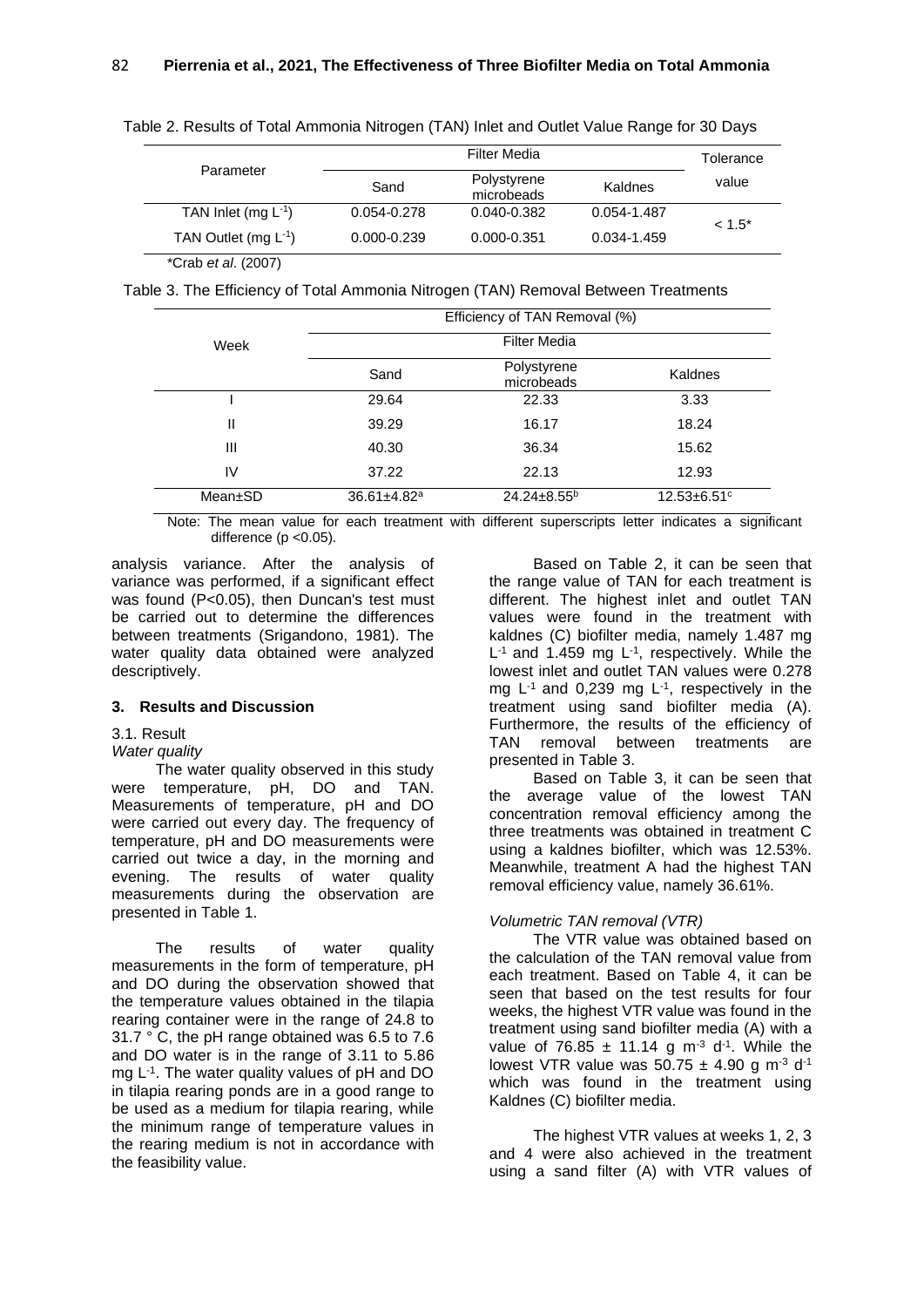Table 2. Results of Total Ammonia Nitrogen (TAN) Inlet and Outlet Value Range for 30 Days

| Parameter | Filter Media | | | Tolerance value |
|---|---|---|---|---|
| | Sand | Polystyrene microbeads | Kaldnes | |
| TAN Inlet (mg $L^{-1}$) | 0.054-0.278 | 0.040-0.382 | 0.054-1.487 | < 1.5* |
| TAN Outlet (mg $L^{-1}$) | 0.000-0.239 | 0.000-0.351 | 0.034-1.459 | |

*Crab *et al*. (2007)

Table 3. The Efficiency of Total Ammonia Nitrogen (TAN) Removal Between Treatments

| Week | Efficiency of TAN Removal (%) | | |
|---|---|---|---|
| | Filter Media | | |
| | Sand | Polystyrene microbeads | Kaldnes |
| I | 29.64 | 22.33 | 3.33 |
| II | 39.29 | 16.17 | 18.24 |
| III | 40.30 | 36.34 | 15.62 |
| IV | 37.22 | 22.13 | 12.93 |
| Mean±SD | 36.61±4.82[a] | 24.24±8.55[b] | 12.53±6.51[c] |

Note: The mean value for each treatment with different superscripts letter indicates a significant difference ($p < 0.05$).

analysis variance. After the analysis of variance was performed, if a significant effect was found ($P<0.05$), then Duncan's test must be carried out to determine the differences between treatments (Srigandono, 1981). The water quality data obtained were analyzed descriptively.

## 3. Results and Discussion

### 3.1. Result

*Water quality*

The water quality observed in this study were temperature, pH, DO and TAN. Measurements of temperature, pH and DO were carried out every day. The frequency of temperature, pH and DO measurements were carried out twice a day, in the morning and evening. The results of water quality measurements during the observation are presented in Table 1.

The results of water quality measurements in the form of temperature, pH and DO during the observation showed that the temperature values obtained in the tilapia rearing container were in the range of 24.8 to 31.7 ° C, the pH range obtained was 6.5 to 7.6 and DO water is in the range of 3.11 to 5.86 mg $L^{-1}$. The water quality values of pH and DO in tilapia rearing ponds are in a good range to be used as a medium for tilapia rearing, while the minimum range of temperature values in the rearing medium is not in accordance with the feasibility value.

Based on Table 2, it can be seen that the range value of TAN for each treatment is different. The highest inlet and outlet TAN values were found in the treatment with kaldnes (C) biofilter media, namely 1.487 mg $L^{-1}$ and 1.459 mg $L^{-1}$, respectively. While the lowest inlet and outlet TAN values were 0.278 mg $L^{-1}$ and 0,239 mg $L^{-1}$, respectively in the treatment using sand biofilter media (A). Furthermore, the results of the efficiency of TAN removal between treatments are presented in Table 3.

Based on Table 3, it can be seen that the average value of the lowest TAN concentration removal efficiency among the three treatments was obtained in treatment C using a kaldnes biofilter, which was 12.53%. Meanwhile, treatment A had the highest TAN removal efficiency value, namely 36.61%.

*Volumetric TAN removal (VTR)*

The VTR value was obtained based on the calculation of the TAN removal value from each treatment. Based on Table 4, it can be seen that based on the test results for four weeks, the highest VTR value was found in the treatment using sand biofilter media (A) with a value of 76.85 ± 11.14 g $m^{-3}$ $d^{-1}$. While the lowest VTR value was 50.75 ± 4.90 g $m^{-3}$ $d^{-1}$ which was found in the treatment using Kaldnes (C) biofilter media.

The highest VTR values at weeks 1, 2, 3 and 4 were also achieved in the treatment using a sand filter (A) with VTR values of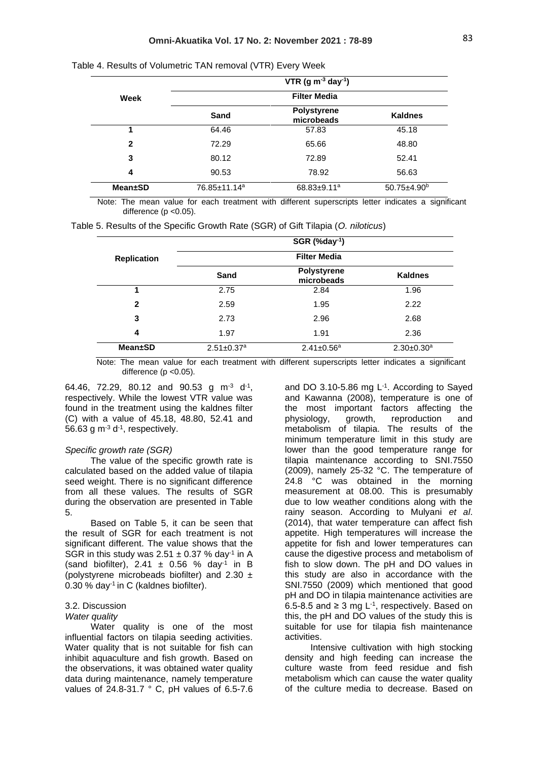Table 4. Results of Volumetric TAN removal (VTR) Every Week

| Week | VTR (g m$^{-3}$ day$^{-1}$) | | |
|---|---|---|---|
| | Filter Media | | |
| | Sand | Polystyrene microbeads | Kaldnes |
| 1 | 64.46 | 57.83 | 45.18 |
| 2 | 72.29 | 65.66 | 48.80 |
| 3 | 80.12 | 72.89 | 52.41 |
| 4 | 90.53 | 78.92 | 56.63 |
| Mean±SD | 76.85±11.14$^{a}$ | 68.83±9.11$^{a}$ | 50.75±4.90$^{b}$ |

Note: The mean value for each treatment with different superscripts letter indicates a significant difference ($p$ <0.05).

Table 5. Results of the Specific Growth Rate (SGR) of Gift Tilapia (*O. niloticus*)

| Replication | SGR (%day$^{-1}$) | | |
|---|---|---|---|
| | Filter Media | | |
| | Sand | Polystyrene microbeads | Kaldnes |
| 1 | 2.75 | 2.84 | 1.96 |
| 2 | 2.59 | 1.95 | 2.22 |
| 3 | 2.73 | 2.96 | 2.68 |
| 4 | 1.97 | 1.91 | 2.36 |
| Mean±SD | 2.51±0.37$^{a}$ | 2.41±0.56$^{a}$ | 2.30±0.30$^{a}$ |

Note: The mean value for each treatment with different superscripts letter indicates a significant difference ($p$ <0.05).

64.46, 72.29, 80.12 and 90.53 g m$^{-3}$ d$^{-1}$, respectively. While the lowest VTR value was found in the treatment using the kaldnes filter (C) with a value of 45.18, 48.80, 52.41 and 56.63 g m$^{-3}$ d$^{-1}$, respectively.

*Specific growth rate (SGR)*

The value of the specific growth rate is calculated based on the added value of tilapia seed weight. There is no significant difference from all these values. The results of SGR during the observation are presented in Table 5.

Based on Table 5, it can be seen that the result of SGR for each treatment is not significant different. The value shows that the SGR in this study was 2.51 ± 0.37 % day$^{-1}$ in A (sand biofilter), 2.41 ± 0.56 % day$^{-1}$ in B (polystyrene microbeads biofilter) and 2.30 ± 0.30 % day$^{-1}$ in C (kaldnes biofilter).

### 3.2. Discussion

*Water quality*

Water quality is one of the most influential factors on tilapia seeding activities. Water quality that is not suitable for fish can inhibit aquaculture and fish growth. Based on the observations, it was obtained water quality data during maintenance, namely temperature values of 24.8-31.7 ° C, pH values of 6.5-7.6 and DO 3.10-5.86 mg L$^{-1}$. According to Sayed and Kawanna (2008), temperature is one of the most important factors affecting the physiology, growth, reproduction and metabolism of tilapia. The results of the minimum temperature limit in this study are lower than the good temperature range for tilapia maintenance according to SNI.7550 (2009), namely 25-32 °C. The temperature of 24.8 °C was obtained in the morning measurement at 08.00. This is presumably due to low weather conditions along with the rainy season. According to Mulyani *et al*. (2014), that water temperature can affect fish appetite. High temperatures will increase the appetite for fish and lower temperatures can cause the digestive process and metabolism of fish to slow down. The pH and DO values in this study are also in accordance with the SNI.7550 (2009) which mentioned that good pH and DO in tilapia maintenance activities are 6.5-8.5 and ≥ 3 mg L$^{-1}$, respectively. Based on this, the pH and DO values of the study this is suitable for use for tilapia fish maintenance activities.

Intensive cultivation with high stocking density and high feeding can increase the culture waste from feed residue and fish metabolism which can cause the water quality of the culture media to decrease. Based on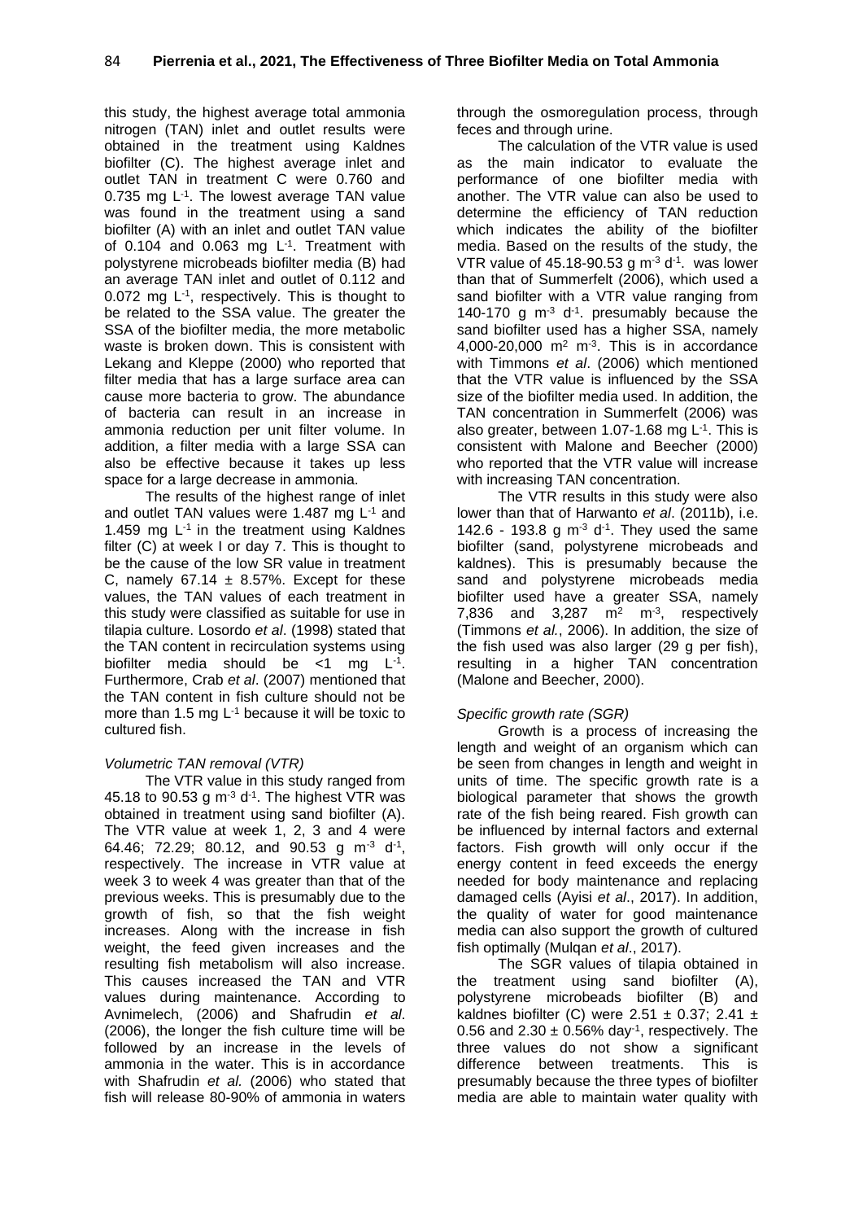this study, the highest average total ammonia nitrogen (TAN) inlet and outlet results were obtained in the treatment using Kaldnes biofilter (C). The highest average inlet and outlet TAN in treatment C were 0.760 and 0.735 mg $L^{-1}$. The lowest average TAN value was found in the treatment using a sand biofilter (A) with an inlet and outlet TAN value of 0.104 and 0.063 mg $L^{-1}$. Treatment with polystyrene microbeads biofilter media (B) had an average TAN inlet and outlet of 0.112 and 0.072 mg $L^{-1}$, respectively. This is thought to be related to the SSA value. The greater the SSA of the biofilter media, the more metabolic waste is broken down. This is consistent with Lekang and Kleppe (2000) who reported that filter media that has a large surface area can cause more bacteria to grow. The abundance of bacteria can result in an increase in ammonia reduction per unit filter volume. In addition, a filter media with a large SSA can also be effective because it takes up less space for a large decrease in ammonia.

The results of the highest range of inlet and outlet TAN values were 1.487 mg $L^{-1}$ and 1.459 mg $L^{-1}$ in the treatment using Kaldnes filter (C) at week I or day 7. This is thought to be the cause of the low SR value in treatment C, namely 67.14 ± 8.57%. Except for these values, the TAN values of each treatment in this study were classified as suitable for use in tilapia culture. Losordo *et al*. (1998) stated that the TAN content in recirculation systems using biofilter media should be <1 mg $L^{-1}$. Furthermore, Crab *et al*. (2007) mentioned that the TAN content in fish culture should not be more than 1.5 mg $L^{-1}$ because it will be toxic to cultured fish.

*Volumetric TAN removal (VTR)*

The VTR value in this study ranged from 45.18 to 90.53 g $m^{-3}$ $d^{-1}$. The highest VTR was obtained in treatment using sand biofilter (A). The VTR value at week 1, 2, 3 and 4 were 64.46; 72.29; 80.12, and 90.53 g $m^{-3}$ $d^{-1}$, respectively. The increase in VTR value at week 3 to week 4 was greater than that of the previous weeks. This is presumably due to the growth of fish, so that the fish weight increases. Along with the increase in fish weight, the feed given increases and the resulting fish metabolism will also increase. This causes increased the TAN and VTR values during maintenance. According to Avnimelech, (2006) and Shafrudin *et al.* (2006), the longer the fish culture time will be followed by an increase in the levels of ammonia in the water. This is in accordance with Shafrudin *et al.* (2006) who stated that fish will release 80-90% of ammonia in waters through the osmoregulation process, through feces and through urine.

The calculation of the VTR value is used as the main indicator to evaluate the performance of one biofilter media with another. The VTR value can also be used to determine the efficiency of TAN reduction which indicates the ability of the biofilter media. Based on the results of the study, the VTR value of 45.18-90.53 g $m^{-3}$ $d^{-1}$. was lower than that of Summerfelt (2006), which used a sand biofilter with a VTR value ranging from 140-170 g $m^{-3}$ $d^{-1}$. presumably because the sand biofilter used has a higher SSA, namely 4,000-20,000 $m^2$ $m^{-3}$. This is in accordance with Timmons *et al*. (2006) which mentioned that the VTR value is influenced by the SSA size of the biofilter media used. In addition, the TAN concentration in Summerfelt (2006) was also greater, between 1.07-1.68 mg $L^{-1}$. This is consistent with Malone and Beecher (2000) who reported that the VTR value will increase with increasing TAN concentration.

The VTR results in this study were also lower than that of Harwanto *et al*. (2011b), i.e. 142.6 - 193.8 g $m^{-3}$ $d^{-1}$. They used the same biofilter (sand, polystyrene microbeads and kaldnes). This is presumably because the sand and polystyrene microbeads media biofilter used have a greater SSA, namely 7,836 and 3,287 $m^2$ $m^{-3}$, respectively (Timmons *et al.*, 2006). In addition, the size of the fish used was also larger (29 g per fish), resulting in a higher TAN concentration (Malone and Beecher, 2000).

*Specific growth rate (SGR)*

Growth is a process of increasing the length and weight of an organism which can be seen from changes in length and weight in units of time. The specific growth rate is a biological parameter that shows the growth rate of the fish being reared. Fish growth can be influenced by internal factors and external factors. Fish growth will only occur if the energy content in feed exceeds the energy needed for body maintenance and replacing damaged cells (Ayisi *et al*., 2017). In addition, the quality of water for good maintenance media can also support the growth of cultured fish optimally (Mulqan *et al*., 2017).

The SGR values of tilapia obtained in the treatment using sand biofilter (A), polystyrene microbeads biofilter (B) and kaldnes biofilter (C) were 2.51 ± 0.37; 2.41 ± 0.56 and 2.30 ± 0.56% $day^{-1}$, respectively. The three values do not show a significant difference between treatments. This is presumably because the three types of biofilter media are able to maintain water quality with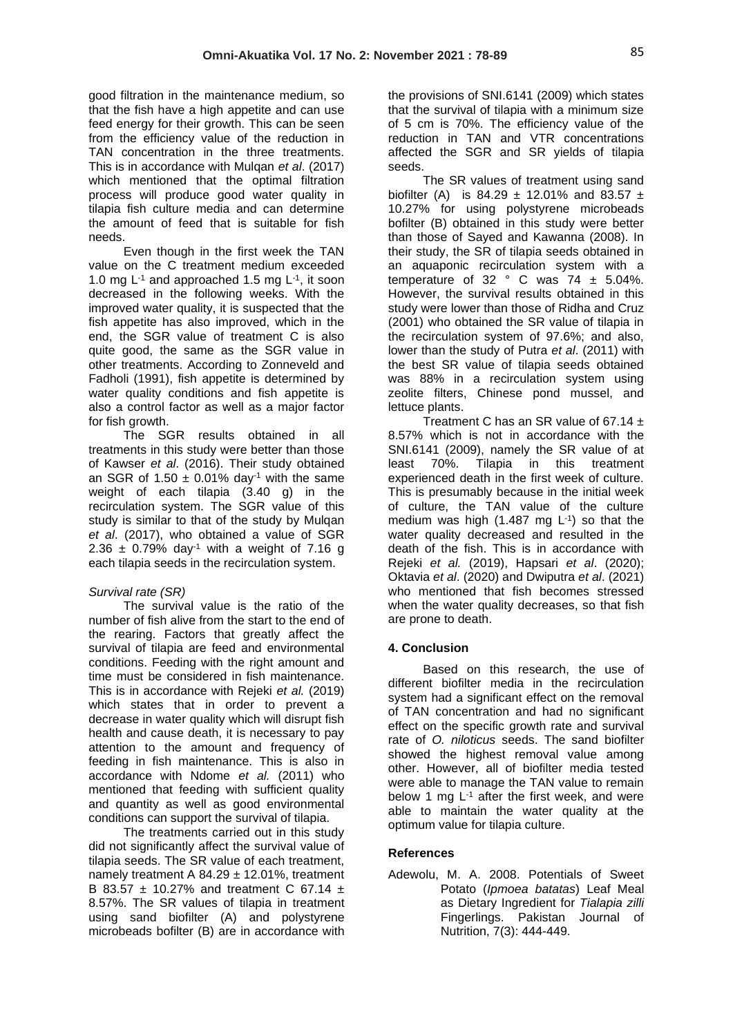good filtration in the maintenance medium, so that the fish have a high appetite and can use feed energy for their growth. This can be seen from the efficiency value of the reduction in TAN concentration in the three treatments. This is in accordance with Mulqan *et al*. (2017) which mentioned that the optimal filtration process will produce good water quality in tilapia fish culture media and can determine the amount of feed that is suitable for fish needs.

Even though in the first week the TAN value on the C treatment medium exceeded 1.0 mg $L^{-1}$ and approached 1.5 mg $L^{-1}$, it soon decreased in the following weeks. With the improved water quality, it is suspected that the fish appetite has also improved, which in the end, the SGR value of treatment C is also quite good, the same as the SGR value in other treatments. According to Zonneveld and Fadholi (1991), fish appetite is determined by water quality conditions and fish appetite is also a control factor as well as a major factor for fish growth.

The SGR results obtained in all treatments in this study were better than those of Kawser *et al*. (2016). Their study obtained an SGR of 1.50 ± 0.01% $day^{-1}$ with the same weight of each tilapia (3.40 g) in the recirculation system. The SGR value of this study is similar to that of the study by Mulqan *et al*. (2017), who obtained a value of SGR 2.36 ± 0.79% $day^{-1}$ with a weight of 7.16 g each tilapia seeds in the recirculation system.

*Survival rate (SR)*

The survival value is the ratio of the number of fish alive from the start to the end of the rearing. Factors that greatly affect the survival of tilapia are feed and environmental conditions. Feeding with the right amount and time must be considered in fish maintenance. This is in accordance with Rejeki *et al.* (2019) which states that in order to prevent a decrease in water quality which will disrupt fish health and cause death, it is necessary to pay attention to the amount and frequency of feeding in fish maintenance. This is also in accordance with Ndome *et al.* (2011) who mentioned that feeding with sufficient quality and quantity as well as good environmental conditions can support the survival of tilapia.

The treatments carried out in this study did not significantly affect the survival value of tilapia seeds. The SR value of each treatment, namely treatment A 84.29 ± 12.01%, treatment B 83.57 ± 10.27% and treatment C 67.14 ± 8.57%. The SR values of tilapia in treatment using sand biofilter (A) and polystyrene microbeads bofilter (B) are in accordance with the provisions of SNI.6141 (2009) which states that the survival of tilapia with a minimum size of 5 cm is 70%. The efficiency value of the reduction in TAN and VTR concentrations affected the SGR and SR yields of tilapia seeds.

The SR values of treatment using sand biofilter (A) is 84.29 ± 12.01% and 83.57 ± 10.27% for using polystyrene microbeads bofilter (B) obtained in this study were better than those of Sayed and Kawanna (2008). In their study, the SR of tilapia seeds obtained in an aquaponic recirculation system with a temperature of 32 ° C was 74 ± 5.04%. However, the survival results obtained in this study were lower than those of Ridha and Cruz (2001) who obtained the SR value of tilapia in the recirculation system of 97.6%; and also, lower than the study of Putra *et al*. (2011) with the best SR value of tilapia seeds obtained was 88% in a recirculation system using zeolite filters, Chinese pond mussel, and lettuce plants.

Treatment C has an SR value of 67.14 ± 8.57% which is not in accordance with the SNI.6141 (2009), namely the SR value of at least 70%. Tilapia in this treatment experienced death in the first week of culture. This is presumably because in the initial week of culture, the TAN value of the culture medium was high (1.487 mg $L^{-1}$) so that the water quality decreased and resulted in the death of the fish. This is in accordance with Rejeki *et al.* (2019), Hapsari *et al*. (2020); Oktavia *et al*. (2020) and Dwiputra *et al*. (2021) who mentioned that fish becomes stressed when the water quality decreases, so that fish are prone to death.

## 4. Conclusion

Based on this research, the use of different biofilter media in the recirculation system had a significant effect on the removal of TAN concentration and had no significant effect on the specific growth rate and survival rate of *O. niloticus* seeds. The sand biofilter showed the highest removal value among other. However, all of biofilter media tested were able to manage the TAN value to remain below 1 mg $L^{-1}$ after the first week, and were able to maintain the water quality at the optimum value for tilapia culture.

## References

Adewolu, M. A. 2008. Potentials of Sweet Potato (*Ipmoea batatas*) Leaf Meal as Dietary Ingredient for *Tialapia zilli* Fingerlings. Pakistan Journal of Nutrition, 7(3): 444-449.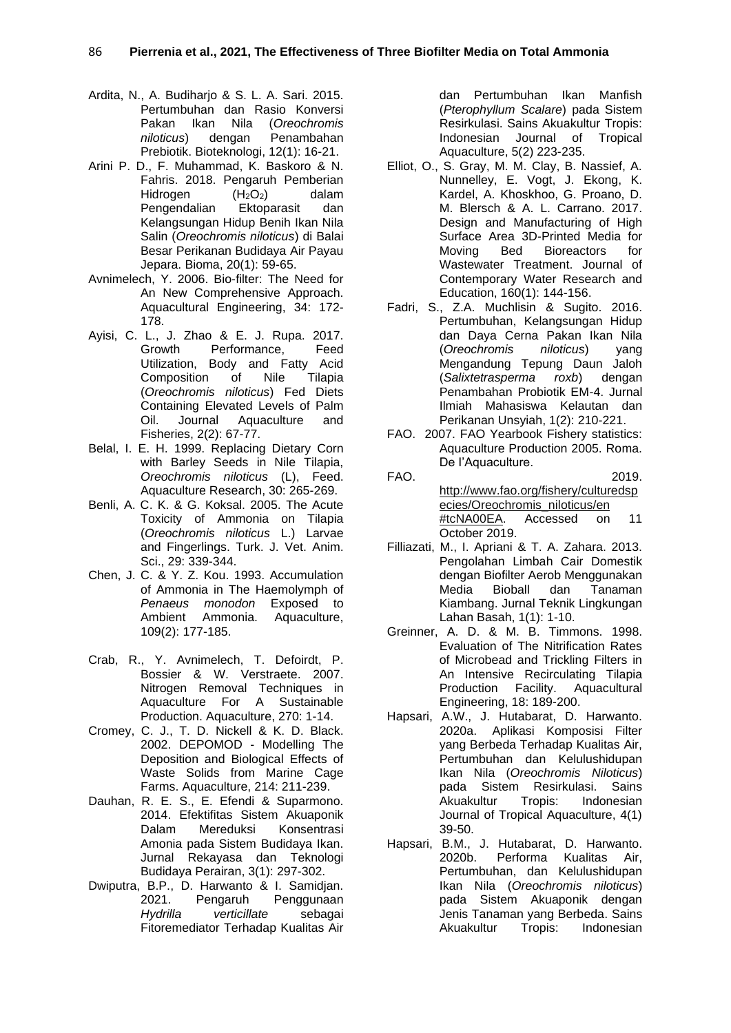Ardita, N., A. Budiharjo & S. L. A. Sari. 2015. Pertumbuhan dan Rasio Konversi Pakan Ikan Nila (*Oreochromis niloticus*) dengan Penambahan Prebiotik. Bioteknologi, 12(1): 16-21.

Arini P. D., F. Muhammad, K. Baskoro & N. Fahris. 2018. Pengaruh Pemberian Hidrogen ($H_2O_2$) dalam Pengendalian Ektoparasit dan Kelangsungan Hidup Benih Ikan Nila Salin (*Oreochromis niloticus*) di Balai Besar Perikanan Budidaya Air Payau Jepara. Bioma, 20(1): 59-65.

Avnimelech, Y. 2006. Bio-filter: The Need for An New Comprehensive Approach. Aquacultural Engineering, 34: 172-178.

Ayisi, C. L., J. Zhao & E. J. Rupa. 2017. Growth Performance, Feed Utilization, Body and Fatty Acid Composition of Nile Tilapia (*Oreochromis niloticus*) Fed Diets Containing Elevated Levels of Palm Oil. Journal Aquaculture and Fisheries, 2(2): 67-77.

Belal, I. E. H. 1999. Replacing Dietary Corn with Barley Seeds in Nile Tilapia, *Oreochromis niloticus* (L), Feed. Aquaculture Research, 30: 265-269.

Benli, A. C. K. & G. Koksal. 2005. The Acute Toxicity of Ammonia on Tilapia (*Oreochromis niloticus* L.) Larvae and Fingerlings. Turk. J. Vet. Anim. Sci., 29: 339-344.

Chen, J. C. & Y. Z. Kou. 1993. Accumulation of Ammonia in The Haemolymph of *Penaeus monodon* Exposed to Ambient Ammonia. Aquaculture, 109(2): 177-185.

Crab, R., Y. Avnimelech, T. Defoirdt, P. Bossier & W. Verstraete. 2007. Nitrogen Removal Techniques in Aquaculture For A Sustainable Production. Aquaculture, 270: 1-14.

Cromey, C. J., T. D. Nickell & K. D. Black. 2002. DEPOMOD - Modelling The Deposition and Biological Effects of Waste Solids from Marine Cage Farms. Aquaculture, 214: 211-239.

Dauhan, R. E. S., E. Efendi & Suparmono. 2014. Efektifitas Sistem Akuaponik Dalam Mereduksi Konsentrasi Amonia pada Sistem Budidaya Ikan. Jurnal Rekayasa dan Teknologi Budidaya Perairan, 3(1): 297-302.

Dwiputra, B.P., D. Harwanto & I. Samidjan. 2021. Pengaruh Penggunaan *Hydrilla verticillate* sebagai Fitoremediator Terhadap Kualitas Air dan Pertumbuhan Ikan Manfish (*Pterophyllum Scalare*) pada Sistem Resirkulasi. Sains Akuakultur Tropis: Indonesian Journal of Tropical Aquaculture, 5(2) 223-235.

Elliot, O., S. Gray, M. M. Clay, B. Nassief, A. Nunnelley, E. Vogt, J. Ekong, K. Kardel, A. Khoskhoo, G. Proano, D. M. Blersch & A. L. Carrano. 2017. Design and Manufacturing of High Surface Area 3D-Printed Media for Moving Bed Bioreactors for Wastewater Treatment. Journal of Contemporary Water Research and Education, 160(1): 144-156.

Fadri, S., Z.A. Muchlisin & Sugito. 2016. Pertumbuhan, Kelangsungan Hidup dan Daya Cerna Pakan Ikan Nila (*Oreochromis niloticus*) yang Mengandung Tepung Daun Jaloh (*Salixtetrasperma roxb*) dengan Penambahan Probiotik EM-4. Jurnal Ilmiah Mahasiswa Kelautan dan Perikanan Unsyiah, 1(2): 210-221.

FAO. 2007. FAO Yearbook Fishery statistics: Aquaculture Production 2005. Roma. De l'Aquaculture.

FAO. 2019. http://www.fao.org/fishery/culturedspecies/Oreochromis_niloticus/en#tcNA00EA. Accessed on 11 October 2019.

Filliazati, M., I. Apriani & T. A. Zahara. 2013. Pengolahan Limbah Cair Domestik dengan Biofilter Aerob Menggunakan Media Bioball dan Tanaman Kiambang. Jurnal Teknik Lingkungan Lahan Basah, 1(1): 1-10.

Greinner, A. D. & M. B. Timmons. 1998. Evaluation of The Nitrification Rates of Microbead and Trickling Filters in An Intensive Recirculating Tilapia Production Facility. Aquacultural Engineering, 18: 189-200.

Hapsari, A.W., J. Hutabarat, D. Harwanto. 2020a. Aplikasi Komposisi Filter yang Berbeda Terhadap Kualitas Air, Pertumbuhan dan Kelulushidupan Ikan Nila (*Oreochromis Niloticus*) pada Sistem Resirkulasi. Sains Akuakultur Tropis: Indonesian Journal of Tropical Aquaculture, 4(1) 39-50.

Hapsari, B.M., J. Hutabarat, D. Harwanto. 2020b. Performa Kualitas Air, Pertumbuhan, dan Kelulushidupan Ikan Nila (*Oreochromis niloticus*) pada Sistem Akuaponik dengan Jenis Tanaman yang Berbeda. Sains Akuakultur Tropis: Indonesian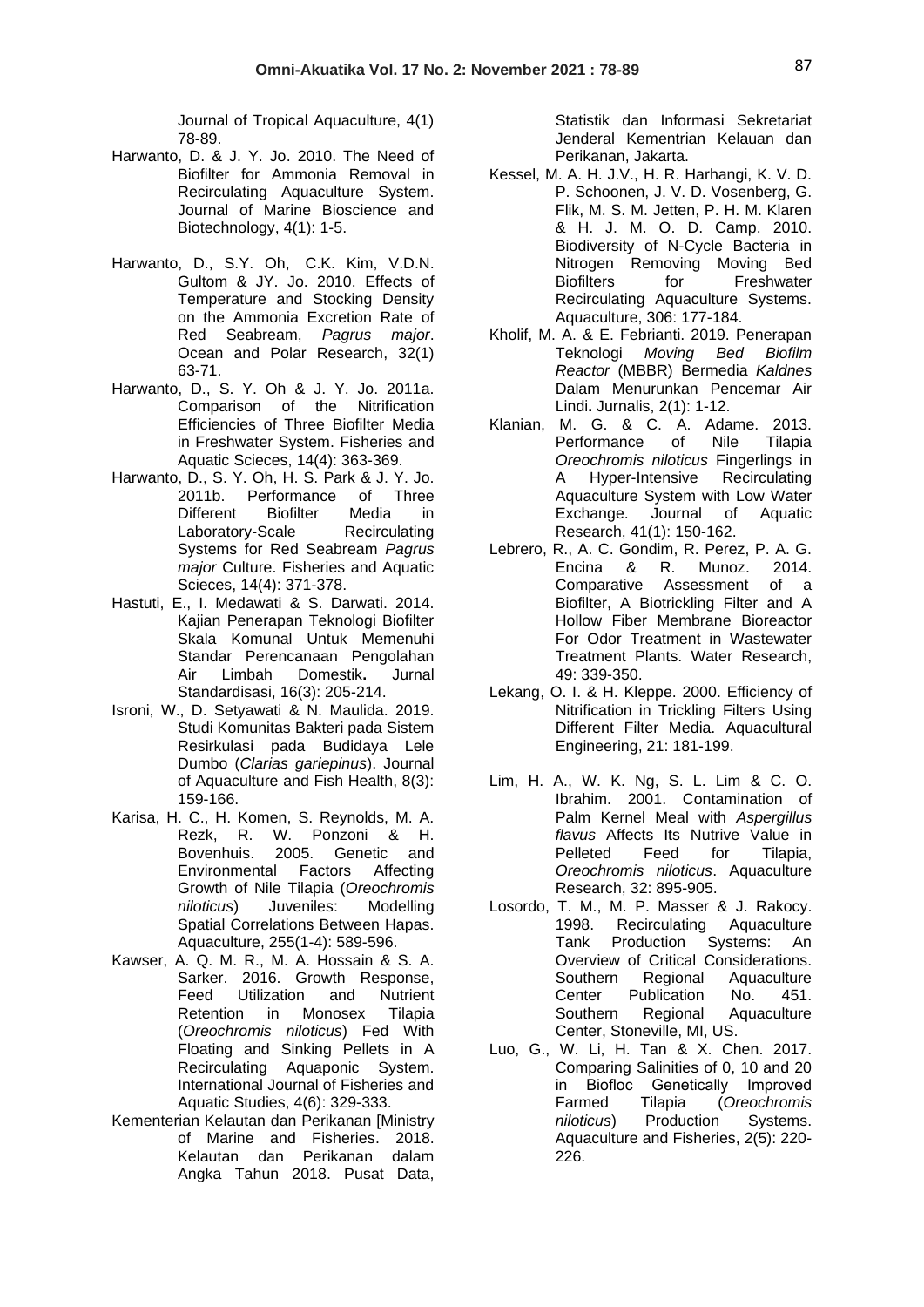Journal of Tropical Aquaculture, 4(1) 78-89.

Harwanto, D. & J. Y. Jo. 2010. The Need of Biofilter for Ammonia Removal in Recirculating Aquaculture System. Journal of Marine Bioscience and Biotechnology, 4(1): 1-5.

Harwanto, D., S.Y. Oh, C.K. Kim, V.D.N. Gultom & JY. Jo. 2010. Effects of Temperature and Stocking Density on the Ammonia Excretion Rate of Red Seabream, *Pagrus major*. Ocean and Polar Research, 32(1) 63-71.

Harwanto, D., S. Y. Oh & J. Y. Jo. 2011a. Comparison of the Nitrification Efficiencies of Three Biofilter Media in Freshwater System. Fisheries and Aquatic Scieces, 14(4): 363-369.

Harwanto, D., S. Y. Oh, H. S. Park & J. Y. Jo. 2011b. Performance of Three Different Biofilter Media in Laboratory-Scale Recirculating Systems for Red Seabream *Pagrus major* Culture. Fisheries and Aquatic Scieces, 14(4): 371-378.

Hastuti, E., I. Medawati & S. Darwati. 2014. Kajian Penerapan Teknologi Biofilter Skala Komunal Untuk Memenuhi Standar Perencanaan Pengolahan Air Limbah Domestik**.** Jurnal Standardisasi, 16(3): 205-214.

Isroni, W., D. Setyawati & N. Maulida. 2019. Studi Komunitas Bakteri pada Sistem Resirkulasi pada Budidaya Lele Dumbo (*Clarias gariepinus*). Journal of Aquaculture and Fish Health, 8(3): 159-166.

Karisa, H. C., H. Komen, S. Reynolds, M. A. Rezk, R. W. Ponzoni & H. Bovenhuis. 2005. Genetic and Environmental Factors Affecting Growth of Nile Tilapia (*Oreochromis niloticus*) Juveniles: Modelling Spatial Correlations Between Hapas. Aquaculture, 255(1-4): 589-596.

Kawser, A. Q. M. R., M. A. Hossain & S. A. Sarker. 2016. Growth Response, Feed Utilization and Nutrient Retention in Monosex Tilapia (*Oreochromis niloticus*) Fed With Floating and Sinking Pellets in A Recirculating Aquaponic System. International Journal of Fisheries and Aquatic Studies, 4(6): 329-333.

Kementerian Kelautan dan Perikanan [Ministry of Marine and Fisheries. 2018. Kelautan dan Perikanan dalam Angka Tahun 2018. Pusat Data, Statistik dan Informasi Sekretariat Jenderal Kementrian Kelauan dan Perikanan, Jakarta.

Kessel, M. A. H. J.V., H. R. Harhangi, K. V. D. P. Schoonen, J. V. D. Vosenberg, G. Flik, M. S. M. Jetten, P. H. M. Klaren & H. J. M. O. D. Camp. 2010. Biodiversity of N-Cycle Bacteria in Nitrogen Removing Moving Bed Biofilters for Freshwater Recirculating Aquaculture Systems. Aquaculture, 306: 177-184.

Kholif, M. A. & E. Febrianti. 2019. Penerapan Teknologi *Moving Bed Biofilm Reactor* (MBBR) Bermedia *Kaldnes* Dalam Menurunkan Pencemar Air Lindi**.** Jurnalis, 2(1): 1-12.

Klanian, M. G. & C. A. Adame. 2013. Performance of Nile Tilapia *Oreochromis niloticus* Fingerlings in A Hyper-Intensive Recirculating Aquaculture System with Low Water Exchange. Journal of Aquatic Research, 41(1): 150-162.

Lebrero, R., A. C. Gondim, R. Perez, P. A. G. Encina & R. Munoz. 2014. Comparative Assessment of a Biofilter, A Biotrickling Filter and A Hollow Fiber Membrane Bioreactor For Odor Treatment in Wastewater Treatment Plants. Water Research, 49: 339-350.

Lekang, O. I. & H. Kleppe. 2000. Efficiency of Nitrification in Trickling Filters Using Different Filter Media. Aquacultural Engineering, 21: 181-199.

Lim, H. A., W. K. Ng, S. L. Lim & C. O. Ibrahim. 2001. Contamination of Palm Kernel Meal with *Aspergillus flavus* Affects Its Nutrive Value in Pelleted Feed for Tilapia, *Oreochromis niloticus*. Aquaculture Research, 32: 895-905.

Losordo, T. M., M. P. Masser & J. Rakocy. 1998. Recirculating Aquaculture Tank Production Systems: An Overview of Critical Considerations. Southern Regional Aquaculture Center Publication No. 451. Southern Regional Aquaculture Center, Stoneville, MI, US.

Luo, G., W. Li, H. Tan & X. Chen. 2017. Comparing Salinities of 0, 10 and 20 in Biofloc Genetically Improved Farmed Tilapia (*Oreochromis niloticus*) Production Systems. Aquaculture and Fisheries, 2(5): 220-226.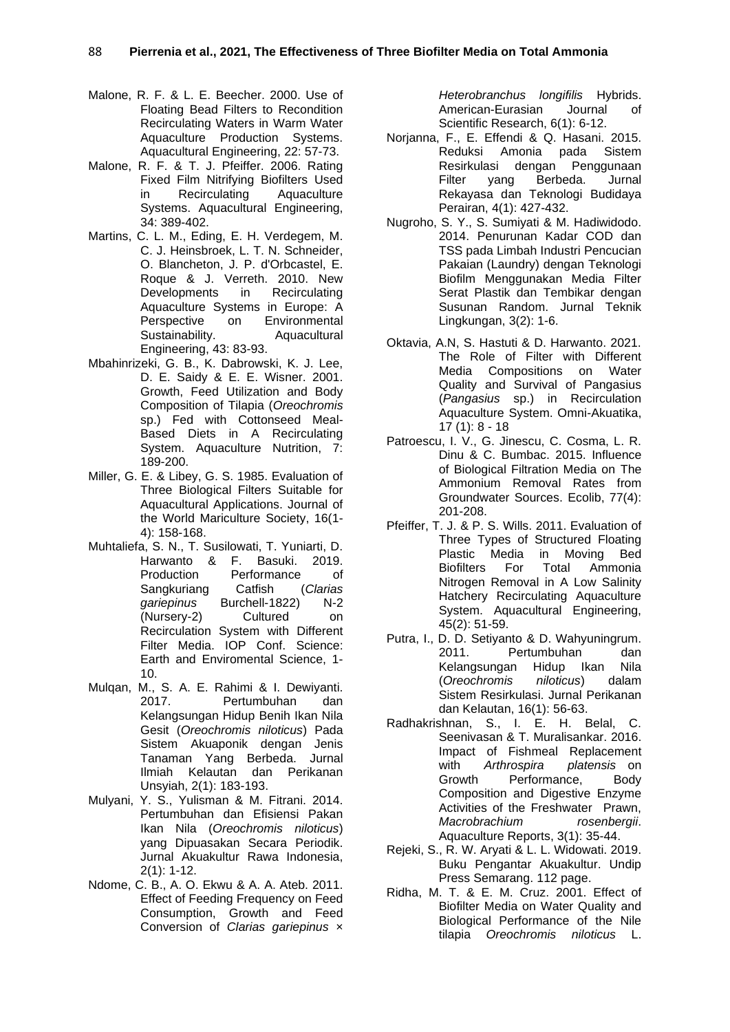Malone, R. F. & L. E. Beecher. 2000. Use of Floating Bead Filters to Recondition Recirculating Waters in Warm Water Aquaculture Production Systems. Aquacultural Engineering, 22: 57-73.

Malone, R. F. & T. J. Pfeiffer. 2006. Rating Fixed Film Nitrifying Biofilters Used in Recirculating Aquaculture Systems. Aquacultural Engineering, 34: 389-402.

Martins, C. L. M., Eding, E. H. Verdegem, M. C. J. Heinsbroek, L. T. N. Schneider, O. Blancheton, J. P. d'Orbcastel, E. Roque & J. Verreth. 2010. New Developments in Recirculating Aquaculture Systems in Europe: A Perspective on Environmental Sustainability. Aquacultural Engineering, 43: 83-93.

Mbahinrizeki, G. B., K. Dabrowski, K. J. Lee, D. E. Saidy & E. E. Wisner. 2001. Growth, Feed Utilization and Body Composition of Tilapia (*Oreochromis* sp.) Fed with Cottonseed Meal-Based Diets in A Recirculating System. Aquaculture Nutrition, 7: 189-200.

Miller, G. E. & Libey, G. S. 1985. Evaluation of Three Biological Filters Suitable for Aquacultural Applications. Journal of the World Mariculture Society, 16(1-4): 158-168.

Muhtaliefa, S. N., T. Susilowati, T. Yuniarti, D. Harwanto & F. Basuki. 2019. Production Performance of Sangkuriang Catfish (*Clarias gariepinus* Burchell-1822) N-2 (Nursery-2) Cultured on Recirculation System with Different Filter Media. IOP Conf. Science: Earth and Enviromental Science, 1-10.

Mulqan, M., S. A. E. Rahimi & I. Dewiyanti. 2017. Pertumbuhan dan Kelangsungan Hidup Benih Ikan Nila Gesit (*Oreochromis niloticus*) Pada Sistem Akuaponik dengan Jenis Tanaman Yang Berbeda. Jurnal Ilmiah Kelautan dan Perikanan Unsyiah, 2(1): 183-193.

Mulyani, Y. S., Yulisman & M. Fitrani. 2014. Pertumbuhan dan Efisiensi Pakan Ikan Nila (*Oreochromis niloticus*) yang Dipuasakan Secara Periodik. Jurnal Akuakultur Rawa Indonesia, 2(1): 1-12.

Ndome, C. B., A. O. Ekwu & A. A. Ateb. 2011. Effect of Feeding Frequency on Feed Consumption, Growth and Feed Conversion of *Clarias gariepinus* × *Heterobranchus longifilis* Hybrids. American-Eurasian Journal of Scientific Research, 6(1): 6-12.

Norjanna, F., E. Effendi & Q. Hasani. 2015. Reduksi Amonia pada Sistem Resirkulasi dengan Penggunaan Filter yang Berbeda. Jurnal Rekayasa dan Teknologi Budidaya Perairan, 4(1): 427-432.

Nugroho, S. Y., S. Sumiyati & M. Hadiwidodo. 2014. Penurunan Kadar COD dan TSS pada Limbah Industri Pencucian Pakaian (Laundry) dengan Teknologi Biofilm Menggunakan Media Filter Serat Plastik dan Tembikar dengan Susunan Random. Jurnal Teknik Lingkungan, 3(2): 1-6.

Oktavia, A.N, S. Hastuti & D. Harwanto. 2021. The Role of Filter with Different Media Compositions on Water Quality and Survival of Pangasius (*Pangasius* sp.) in Recirculation Aquaculture System. Omni-Akuatika, 17 (1): 8 - 18

Patroescu, I. V., G. Jinescu, C. Cosma, L. R. Dinu & C. Bumbac. 2015. Influence of Biological Filtration Media on The Ammonium Removal Rates from Groundwater Sources. Ecolib, 77(4): 201-208.

Pfeiffer, T. J. & P. S. Wills. 2011. Evaluation of Three Types of Structured Floating Plastic Media in Moving Bed Biofilters For Total Ammonia Nitrogen Removal in A Low Salinity Hatchery Recirculating Aquaculture System. Aquacultural Engineering, 45(2): 51-59.

Putra, I., D. D. Setiyanto & D. Wahyuningrum. 2011. Pertumbuhan dan Kelangsungan Hidup Ikan Nila (*Oreochromis niloticus*) dalam Sistem Resirkulasi. Jurnal Perikanan dan Kelautan, 16(1): 56-63.

Radhakrishnan, S., I. E. H. Belal, C. Seenivasan & T. Muralisankar. 2016. Impact of Fishmeal Replacement with *Arthrospira platensis* on Growth Performance, Body Composition and Digestive Enzyme Activities of the Freshwater Prawn, *Macrobrachium rosenbergii*. Aquaculture Reports, 3(1): 35-44.

Rejeki, S., R. W. Aryati & L. L. Widowati. 2019. Buku Pengantar Akuakultur. Undip Press Semarang. 112 page.

Ridha, M. T. & E. M. Cruz. 2001. Effect of Biofilter Media on Water Quality and Biological Performance of the Nile tilapia *Oreochromis niloticus* L.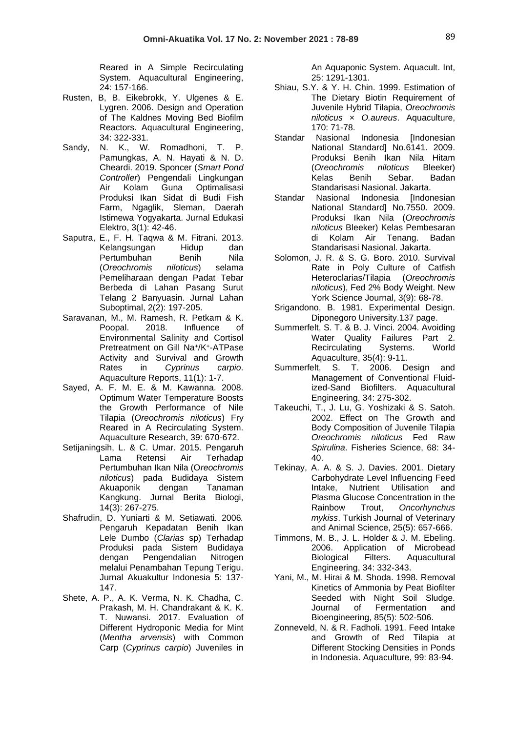Reared in A Simple Recirculating System. Aquacultural Engineering, 24: 157-166.

Rusten, B, B. Eikebrokk, Y. Ulgenes & E. Lygren. 2006. Design and Operation of The Kaldnes Moving Bed Biofilm Reactors. Aquacultural Engineering, 34: 322-331.

Sandy, N. K., W. Romadhoni, T. P. Pamungkas, A. N. Hayati & N. D. Cheardi. 2019. Sponcer (*Smart Pond Controller*) Pengendali Lingkungan Air Kolam Guna Optimalisasi Produksi Ikan Sidat di Budi Fish Farm, Ngaglik, Sleman, Daerah Istimewa Yogyakarta. Jurnal Edukasi Elektro, 3(1): 42-46.

Saputra, E., F. H. Taqwa & M. Fitrani. 2013. Kelangsungan Hidup dan Pertumbuhan Benih Nila (*Oreochromis niloticus*) selama Pemeliharaan dengan Padat Tebar Berbeda di Lahan Pasang Surut Telang 2 Banyuasin. Jurnal Lahan Suboptimal, 2(2): 197-205.

Saravanan, M., M. Ramesh, R. Petkam & K. Poopal. 2018. Influence of Environmental Salinity and Cortisol Pretreatment on Gill $Na^{+}/K^{+}$-ATPase Activity and Survival and Growth Rates in *Cyprinus carpio*. Aquaculture Reports, 11(1): 1-7.

Sayed, A. F. M. E. & M. Kawanna. 2008. Optimum Water Temperature Boosts the Growth Performance of Nile Tilapia (*Oreochromis niloticus*) Fry Reared in A Recirculating System. Aquaculture Research, 39: 670-672.

Setijaningsih, L. & C. Umar. 2015. Pengaruh Lama Retensi Air Terhadap Pertumbuhan Ikan Nila (*Oreochromis niloticus*) pada Budidaya Sistem Akuaponik dengan Tanaman Kangkung. Jurnal Berita Biologi, 14(3): 267-275.

Shafrudin, D. Yuniarti & M. Setiawati. 2006. Pengaruh Kepadatan Benih Ikan Lele Dumbo (*Clarias* sp) Terhadap Produksi pada Sistem Budidaya dengan Pengendalian Nitrogen melalui Penambahan Tepung Terigu. Jurnal Akuakultur Indonesia 5: 137-147.

Shete, A. P., A. K. Verma, N. K. Chadha, C. Prakash, M. H. Chandrakant & K. K. T. Nuwansi. 2017. Evaluation of Different Hydroponic Media for Mint (*Mentha arvensis*) with Common Carp (*Cyprinus carpio*) Juveniles in An Aquaponic System. Aquacult. Int, 25: 1291-1301.

Shiau, S.Y. & Y. H. Chin. 1999. Estimation of The Dietary Biotin Requirement of Juvenile Hybrid Tilapia, *Oreochromis niloticus × O.aureus*. Aquaculture, 170: 71-78.

Standar Nasional Indonesia [Indonesian National Standard] No.6141. 2009. Produksi Benih Ikan Nila Hitam (*Oreochromis niloticus* Bleeker) Kelas Benih Sebar. Badan Standarisasi Nasional. Jakarta.

Standar Nasional Indonesia [Indonesian National Standard] No.7550. 2009. Produksi Ikan Nila (*Oreochromis niloticus* Bleeker) Kelas Pembesaran di Kolam Air Tenang. Badan Standarisasi Nasional. Jakarta.

Solomon, J. R. & S. G. Boro. 2010. Survival Rate in Poly Culture of Catfish Heteroclarias/Tilapia (*Oreochromis niloticus*), Fed 2% Body Weight. New York Science Journal, 3(9): 68-78.

Srigandono, B. 1981. Experimental Design. Diponegoro University.137 page.

Summerfelt, S. T. & B. J. Vinci. 2004. Avoiding Water Quality Failures Part 2. Recirculating Systems. World Aquaculture, 35(4): 9-11.

Summerfelt, S. T. 2006. Design and Management of Conventional Fluid-ized-Sand Biofilters. Aquacultural Engineering, 34: 275-302.

Takeuchi, T., J. Lu, G. Yoshizaki & S. Satoh. 2002. Effect on The Growth and Body Composition of Juvenile Tilapia *Oreochromis niloticus* Fed Raw *Spirulina*. Fisheries Science, 68: 34-40.

Tekinay, A. A. & S. J. Davies. 2001. Dietary Carbohydrate Level Influencing Feed Intake, Nutrient Utilisation and Plasma Glucose Concentration in the Rainbow Trout, *Oncorhynchus mykiss*. Turkish Journal of Veterinary and Animal Science, 25(5): 657-666.

Timmons, M. B., J. L. Holder & J. M. Ebeling. 2006. Application of Microbead Biological Filters. Aquacultural Engineering, 34: 332-343.

Yani, M., M. Hirai & M. Shoda. 1998. Removal Kinetics of Ammonia by Peat Biofilter Seeded with Night Soil Sludge. Journal of Fermentation and Bioengineering, 85(5): 502-506.

Zonneveld, N. & R. Fadholi. 1991. Feed Intake and Growth of Red Tilapia at Different Stocking Densities in Ponds in Indonesia. Aquaculture, 99: 83-94.